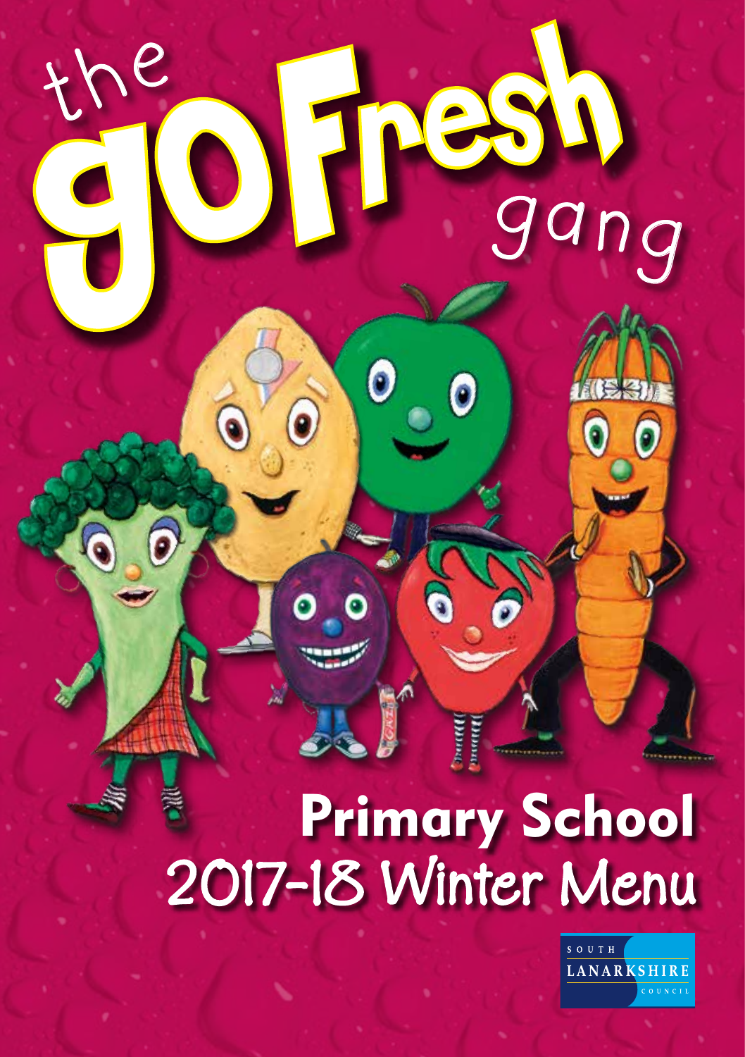# the goFresh gang

## Primary School
## 2017-18 Winter Menu

SOUTH LANARKSHIRE COUNCIL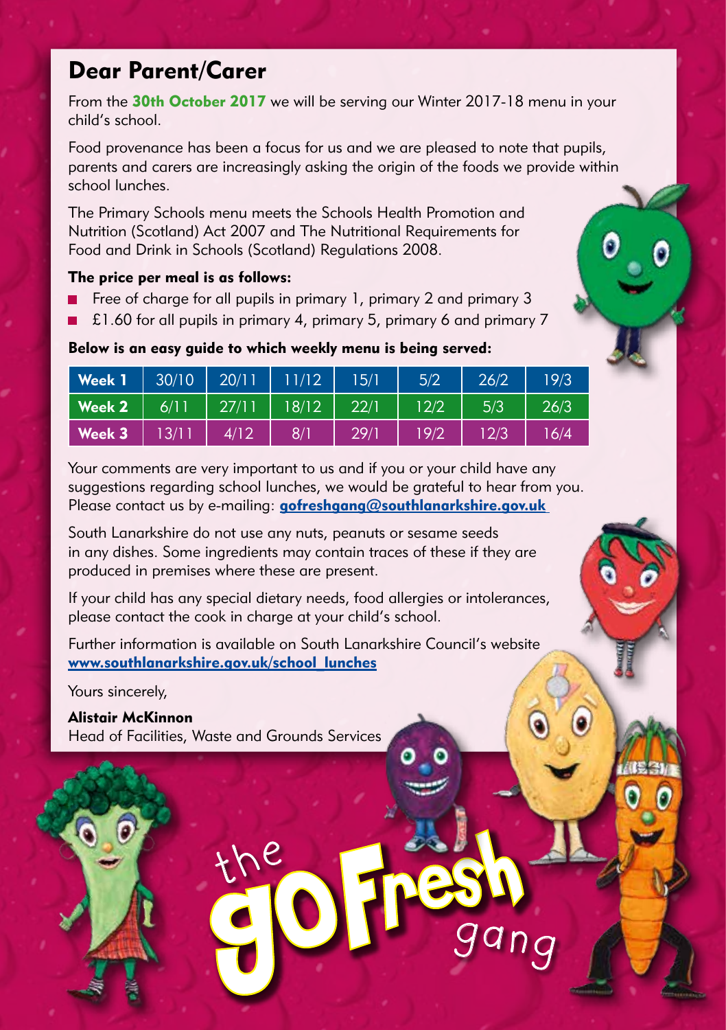## Dear Parent/Carer

From the **30th October 2017** we will be serving our Winter 2017-18 menu in your child's school.

Food provenance has been a focus for us and we are pleased to note that pupils, parents and carers are increasingly asking the origin of the foods we provide within school lunches.

The Primary Schools menu meets the Schools Health Promotion and Nutrition (Scotland) Act 2007 and The Nutritional Requirements for Food and Drink in Schools (Scotland) Regulations 2008.

**The price per meal is as follows:**

- Free of charge for all pupils in primary 1, primary 2 and primary 3
- £1.60 for all pupils in primary 4, primary 5, primary 6 and primary 7

**Below is an easy guide to which weekly menu is being served:**

| | | | | | | | |
|---|---|---|---|---|---|---|---|
| **Week 1** | 30/10 | 20/11 | 11/12 | 15/1 | 5/2 | 26/2 | 19/3 |
| **Week 2** | 6/11 | 27/11 | 18/12 | 22/1 | 12/2 | 5/3 | 26/3 |
| **Week 3** | 13/11 | 4/12 | 8/1 | 29/1 | 19/2 | 12/3 | 16/4 |

Your comments are very important to us and if you or your child have any suggestions regarding school lunches, we would be grateful to hear from you. Please contact us by e-mailing: **gofreshgang@southlanarkshire.gov.uk**

South Lanarkshire do not use any nuts, peanuts or sesame seeds in any dishes. Some ingredients may contain traces of these if they are produced in premises where these are present.

If your child has any special dietary needs, food allergies or intolerances, please contact the cook in charge at your child's school.

Further information is available on South Lanarkshire Council's website **www.southlanarkshire.gov.uk/school_lunches**

Yours sincerely,

**Alistair McKinnon**
Head of Facilities, Waste and Grounds Services

the goFresh gang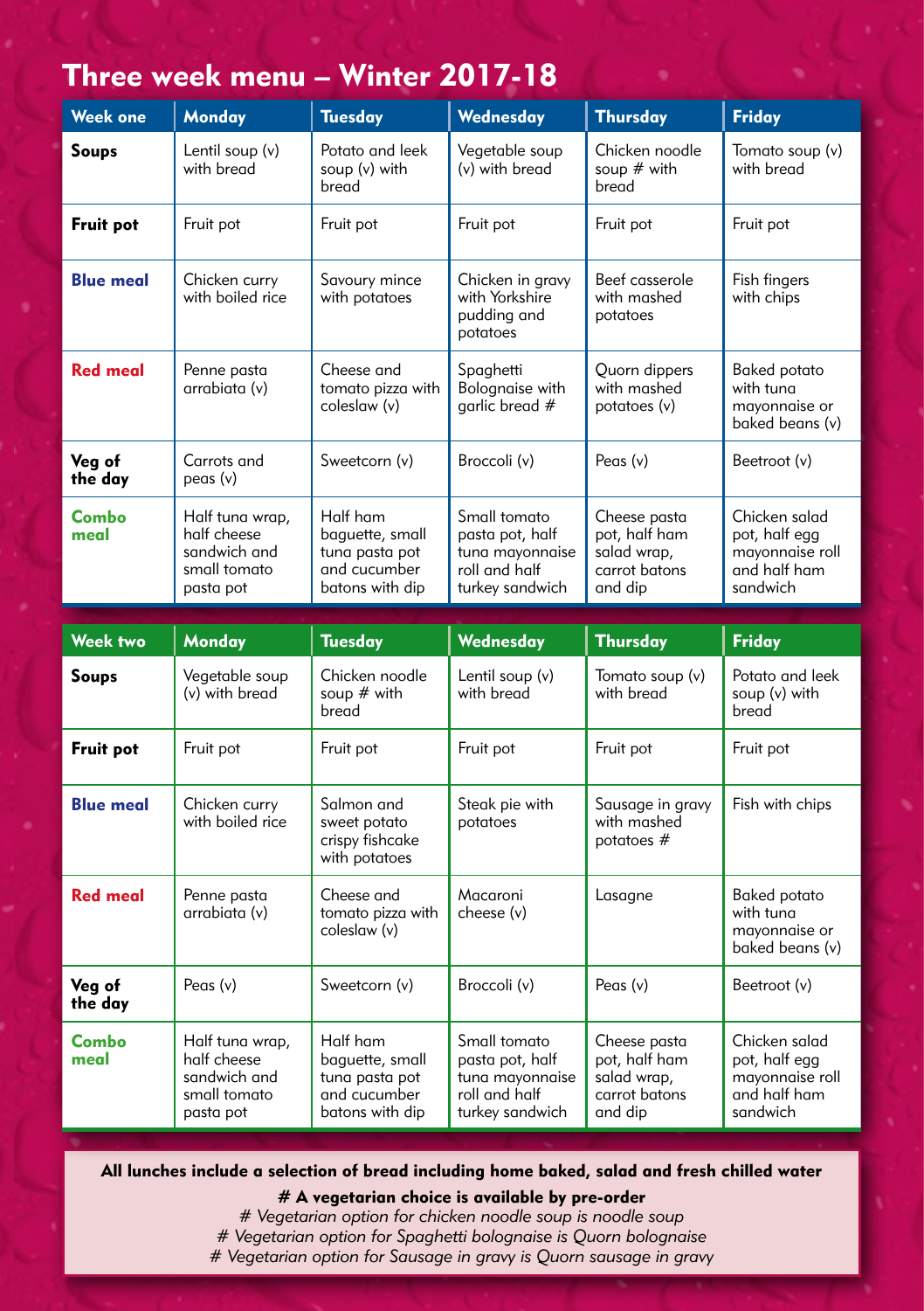# Three week menu – Winter 2017-18

| Week one | Monday | Tuesday | Wednesday | Thursday | Friday |
|---|---|---|---|---|---|
| **Soups** | Lentil soup (v) with bread | Potato and leek soup (v) with bread | Vegetable soup (v) with bread | Chicken noodle soup # with bread | Tomato soup (v) with bread |
| **Fruit pot** | Fruit pot | Fruit pot | Fruit pot | Fruit pot | Fruit pot |
| **Blue meal** | Chicken curry with boiled rice | Savoury mince with potatoes | Chicken in gravy with Yorkshire pudding and potatoes | Beef casserole with mashed potatoes | Fish fingers with chips |
| **Red meal** | Penne pasta arrabiata (v) | Cheese and tomato pizza with coleslaw (v) | Spaghetti Bolognaise with garlic bread # | Quorn dippers with mashed potatoes (v) | Baked potato with tuna mayonnaise or baked beans (v) |
| **Veg of the day** | Carrots and peas (v) | Sweetcorn (v) | Broccoli (v) | Peas (v) | Beetroot (v) |
| **Combo meal** | Half tuna wrap, half cheese sandwich and small tomato pasta pot | Half ham baguette, small tuna pasta pot and cucumber batons with dip | Small tomato pasta pot, half tuna mayonnaise roll and half turkey sandwich | Cheese pasta pot, half ham salad wrap, carrot batons and dip | Chicken salad pot, half egg mayonnaise roll and half ham sandwich |

| Week two | Monday | Tuesday | Wednesday | Thursday | Friday |
|---|---|---|---|---|---|
| **Soups** | Vegetable soup (v) with bread | Chicken noodle soup # with bread | Lentil soup (v) with bread | Tomato soup (v) with bread | Potato and leek soup (v) with bread |
| **Fruit pot** | Fruit pot | Fruit pot | Fruit pot | Fruit pot | Fruit pot |
| **Blue meal** | Chicken curry with boiled rice | Salmon and sweet potato crispy fishcake with potatoes | Steak pie with potatoes | Sausage in gravy with mashed potatoes # | Fish with chips |
| **Red meal** | Penne pasta arrabiata (v) | Cheese and tomato pizza with coleslaw (v) | Macaroni cheese (v) | Lasagne | Baked potato with tuna mayonnaise or baked beans (v) |
| **Veg of the day** | Peas (v) | Sweetcorn (v) | Broccoli (v) | Peas (v) | Beetroot (v) |
| **Combo meal** | Half tuna wrap, half cheese sandwich and small tomato pasta pot | Half ham baguette, small tuna pasta pot and cucumber batons with dip | Small tomato pasta pot, half tuna mayonnaise roll and half turkey sandwich | Cheese pasta pot, half ham salad wrap, carrot batons and dip | Chicken salad pot, half egg mayonnaise roll and half ham sandwich |

**All lunches include a selection of bread including home baked, salad and fresh chilled water**

**# A vegetarian choice is available by pre-order**

*# Vegetarian option for chicken noodle soup is noodle soup*

*# Vegetarian option for Spaghetti bolognaise is Quorn bolognaise*

*# Vegetarian option for Sausage in gravy is Quorn sausage in gravy*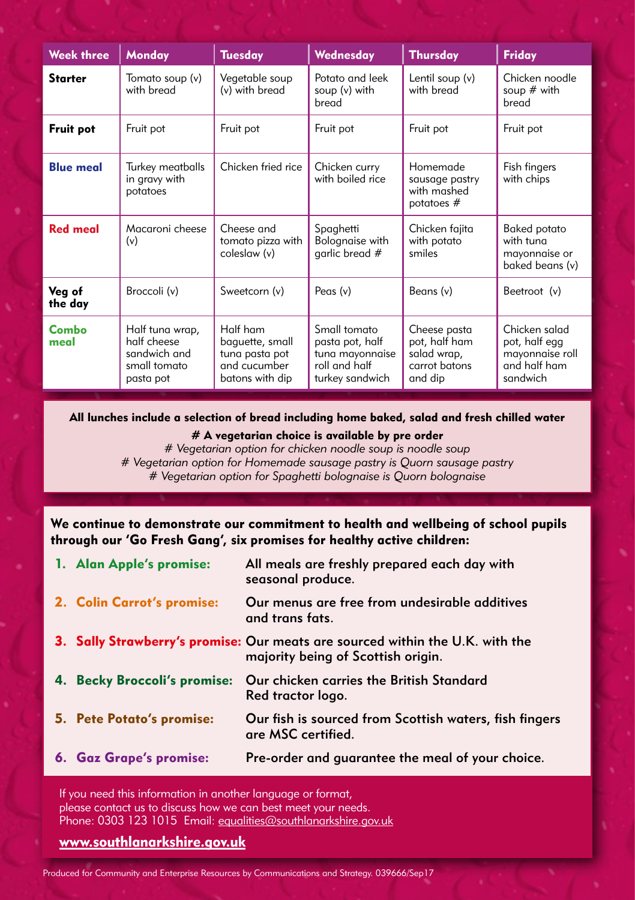| Week three | Monday | Tuesday | Wednesday | Thursday | Friday |
| --- | --- | --- | --- | --- | --- |
| **Starter** | Tomato soup (v) with bread | Vegetable soup (v) with bread | Potato and leek soup (v) with bread | Lentil soup (v) with bread | Chicken noodle soup # with bread |
| **Fruit pot** | Fruit pot | Fruit pot | Fruit pot | Fruit pot | Fruit pot |
| **Blue meal** | Turkey meatballs in gravy with potatoes | Chicken fried rice | Chicken curry with boiled rice | Homemade sausage pastry with mashed potatoes # | Fish fingers with chips |
| **Red meal** | Macaroni cheese (v) | Cheese and tomato pizza with coleslaw (v) | Spaghetti Bolognaise with garlic bread # | Chicken fajita with potato smiles | Baked potato with tuna mayonnaise or baked beans (v) |
| **Veg of the day** | Broccoli (v) | Sweetcorn (v) | Peas (v) | Beans (v) | Beetroot (v) |
| **Combo meal** | Half tuna wrap, half cheese sandwich and small tomato pasta pot | Half ham baguette, small tuna pasta pot and cucumber batons with dip | Small tomato pasta pot, half tuna mayonnaise roll and half turkey sandwich | Cheese pasta pot, half ham salad wrap, carrot batons and dip | Chicken salad pot, half egg mayonnaise roll and half ham sandwich |

**All lunches include a selection of bread including home baked, salad and fresh chilled water**

**# A vegetarian choice is available by pre order**

*# Vegetarian option for chicken noodle soup is noodle soup*

*# Vegetarian option for Homemade sausage pastry is Quorn sausage pastry*

*# Vegetarian option for Spaghetti bolognaise is Quorn bolognaise*

**We continue to demonstrate our commitment to health and wellbeing of school pupils through our 'Go Fresh Gang', six promises for healthy active children:**

1. **Alan Apple's promise:** All meals are freshly prepared each day with seasonal produce.
2. **Colin Carrot's promise:** Our menus are free from undesirable additives and trans fats.
3. **Sally Strawberry's promise:** Our meats are sourced within the U.K. with the majority being of Scottish origin.
4. **Becky Broccoli's promise:** Our chicken carries the British Standard Red tractor logo.
5. **Pete Potato's promise:** Our fish is sourced from Scottish waters, fish fingers are MSC certified.
6. **Gaz Grape's promise:** Pre-order and guarantee the meal of your choice.

If you need this information in another language or format, please contact us to discuss how we can best meet your needs.
Phone: 0303 123 1015 Email: equalities@southlanarkshire.gov.uk

**www.southlanarkshire.gov.uk**

Produced for Community and Enterprise Resources by Communications and Strategy. 039666/Sep17